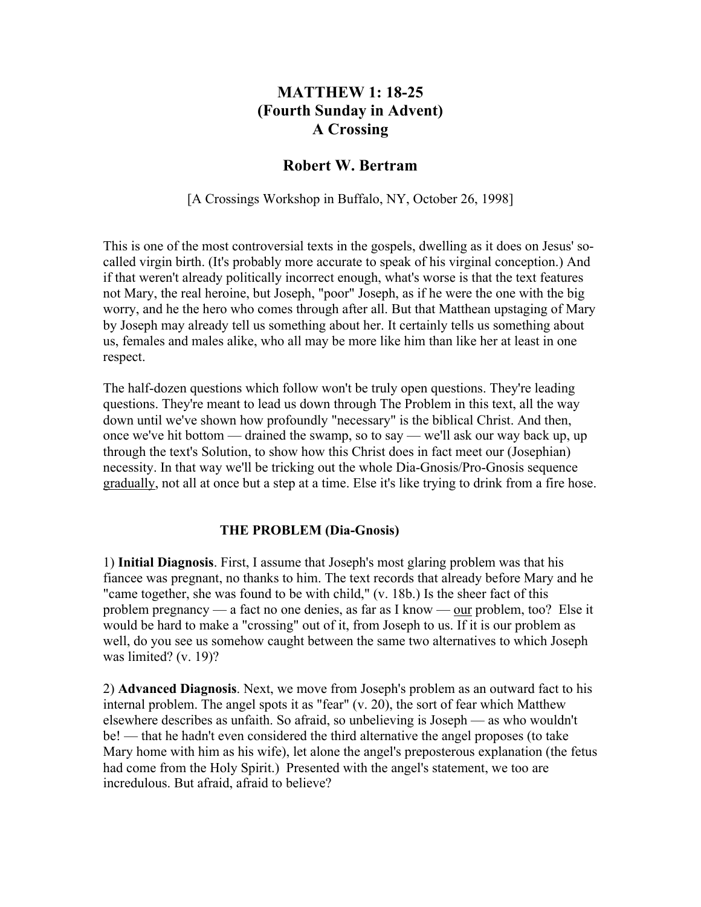# MATTHEW 1: 18-25
# (Fourth Sunday in Advent)
# A Crossing

## Robert W. Bertram

[A Crossings Workshop in Buffalo, NY, October 26, 1998]

This is one of the most controversial texts in the gospels, dwelling as it does on Jesus' so-called virgin birth. (It's probably more accurate to speak of his virginal conception.) And if that weren't already politically incorrect enough, what's worse is that the text features not Mary, the real heroine, but Joseph, "poor" Joseph, as if he were the one with the big worry, and he the hero who comes through after all. But that Matthean upstaging of Mary by Joseph may already tell us something about her. It certainly tells us something about us, females and males alike, who all may be more like him than like her at least in one respect.

The half-dozen questions which follow won't be truly open questions. They're leading questions. They're meant to lead us down through The Problem in this text, all the way down until we've shown how profoundly "necessary" is the biblical Christ. And then, once we've hit bottom — drained the swamp, so to say — we'll ask our way back up, up through the text's Solution, to show how this Christ does in fact meet our (Josephian) necessity. In that way we'll be tricking out the whole Dia-Gnosis/Pro-Gnosis sequence <u>gradually</u>, not all at once but a step at a time. Else it's like trying to drink from a fire hose.

### THE PROBLEM (Dia-Gnosis)

1) **Initial Diagnosis**. First, I assume that Joseph's most glaring problem was that his fiancee was pregnant, no thanks to him. The text records that already before Mary and he "came together, she was found to be with child," (v. 18b.) Is the sheer fact of this problem pregnancy — a fact no one denies, as far as I know — <u>our</u> problem, too? Else it would be hard to make a "crossing" out of it, from Joseph to us. If it is our problem as well, do you see us somehow caught between the same two alternatives to which Joseph was limited? (v. 19)?

2) **Advanced Diagnosis**. Next, we move from Joseph's problem as an outward fact to his internal problem. The angel spots it as "fear" (v. 20), the sort of fear which Matthew elsewhere describes as unfaith. So afraid, so unbelieving is Joseph — as who wouldn't be! — that he hadn't even considered the third alternative the angel proposes (to take Mary home with him as his wife), let alone the angel's preposterous explanation (the fetus had come from the Holy Spirit.) Presented with the angel's statement, we too are incredulous. But afraid, afraid to believe?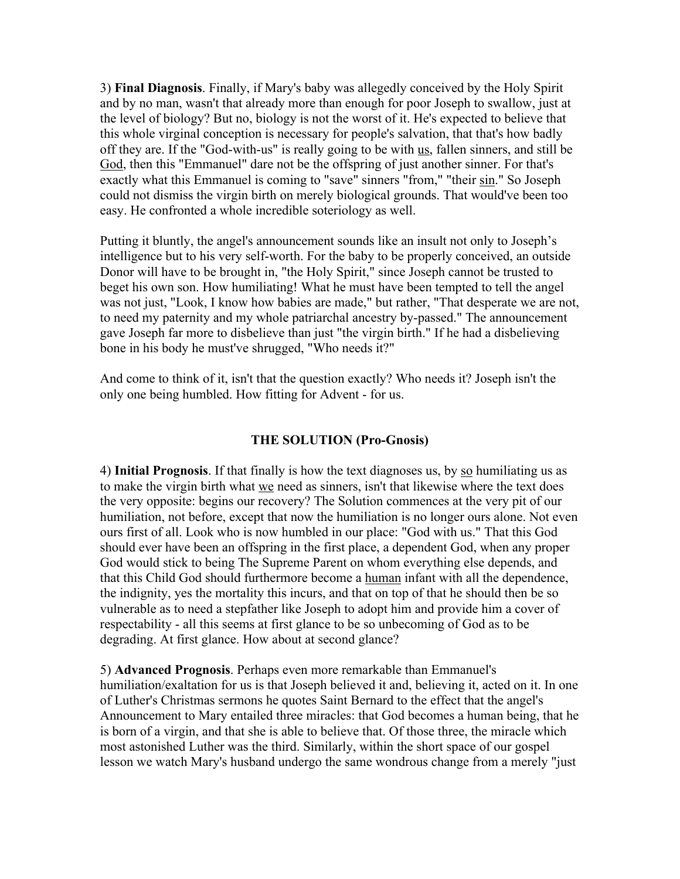3) **Final Diagnosis**. Finally, if Mary's baby was allegedly conceived by the Holy Spirit and by no man, wasn't that already more than enough for poor Joseph to swallow, just at the level of biology? But no, biology is not the worst of it. He's expected to believe that this whole virginal conception is necessary for people's salvation, that that's how badly off they are. If the "God-with-us" is really going to be with <u>us</u>, fallen sinners, and still be <u>God</u>, then this "Emmanuel" dare not be the offspring of just another sinner. For that's exactly what this Emmanuel is coming to "save" sinners "from," "their <u>sin</u>." So Joseph could not dismiss the virgin birth on merely biological grounds. That would've been too easy. He confronted a whole incredible soteriology as well.

Putting it bluntly, the angel's announcement sounds like an insult not only to Joseph's intelligence but to his very self-worth. For the baby to be properly conceived, an outside Donor will have to be brought in, "the Holy Spirit," since Joseph cannot be trusted to beget his own son. How humiliating! What he must have been tempted to tell the angel was not just, "Look, I know how babies are made," but rather, "That desperate we are not, to need my paternity and my whole patriarchal ancestry by-passed." The announcement gave Joseph far more to disbelieve than just "the virgin birth." If he had a disbelieving bone in his body he must've shrugged, "Who needs it?"

And come to think of it, isn't that the question exactly? Who needs it? Joseph isn't the only one being humbled. How fitting for Advent - for us.

## THE SOLUTION (Pro-Gnosis)

4) **Initial Prognosis**. If that finally is how the text diagnoses us, by <u>so</u> humiliating us as to make the virgin birth what <u>we</u> need as sinners, isn't that likewise where the text does the very opposite: begins our recovery? The Solution commences at the very pit of our humiliation, not before, except that now the humiliation is no longer ours alone. Not even ours first of all. Look who is now humbled in our place: "God with us." That this God should ever have been an offspring in the first place, a dependent God, when any proper God would stick to being The Supreme Parent on whom everything else depends, and that this Child God should furthermore become a <u>human</u> infant with all the dependence, the indignity, yes the mortality this incurs, and that on top of that he should then be so vulnerable as to need a stepfather like Joseph to adopt him and provide him a cover of respectability - all this seems at first glance to be so unbecoming of God as to be degrading. At first glance. How about at second glance?

5) **Advanced Prognosis**. Perhaps even more remarkable than Emmanuel's humiliation/exaltation for us is that Joseph believed it and, believing it, acted on it. In one of Luther's Christmas sermons he quotes Saint Bernard to the effect that the angel's Announcement to Mary entailed three miracles: that God becomes a human being, that he is born of a virgin, and that she is able to believe that. Of those three, the miracle which most astonished Luther was the third. Similarly, within the short space of our gospel lesson we watch Mary's husband undergo the same wondrous change from a merely "just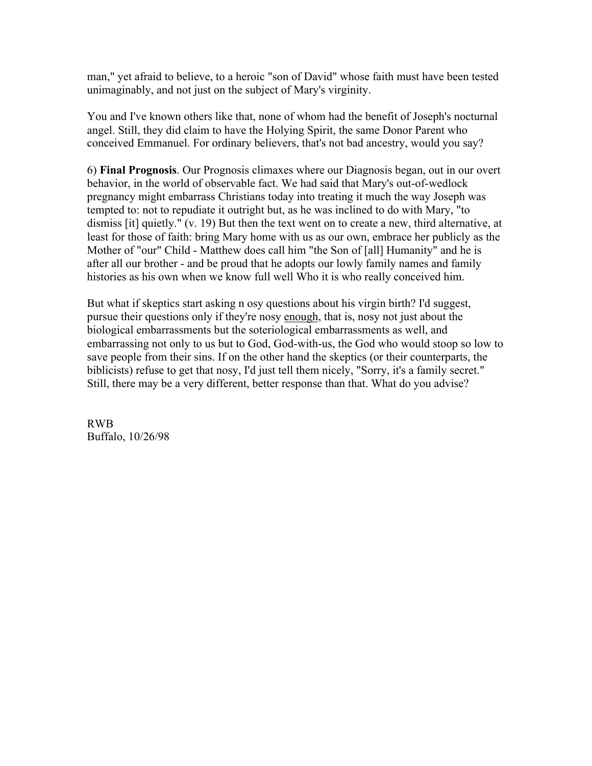man," yet afraid to believe, to a heroic "son of David" whose faith must have been tested unimaginably, and not just on the subject of Mary's virginity.

You and I've known others like that, none of whom had the benefit of Joseph's nocturnal angel. Still, they did claim to have the Holying Spirit, the same Donor Parent who conceived Emmanuel. For ordinary believers, that's not bad ancestry, would you say?

6) **Final Prognosis**. Our Prognosis climaxes where our Diagnosis began, out in our overt behavior, in the world of observable fact. We had said that Mary's out-of-wedlock pregnancy might embarrass Christians today into treating it much the way Joseph was tempted to: not to repudiate it outright but, as he was inclined to do with Mary, "to dismiss [it] quietly." (v. 19) But then the text went on to create a new, third alternative, at least for those of faith: bring Mary home with us as our own, embrace her publicly as the Mother of "our" Child - Matthew does call him "the Son of [all] Humanity" and he is after all our brother - and be proud that he adopts our lowly family names and family histories as his own when we know full well Who it is who really conceived him.

But what if skeptics start asking n osy questions about his virgin birth? I'd suggest, pursue their questions only if they're nosy <u>enough</u>, that is, nosy not just about the biological embarrassments but the soteriological embarrassments as well, and embarrassing not only to us but to God, God-with-us, the God who would stoop so low to save people from their sins. If on the other hand the skeptics (or their counterparts, the biblicists) refuse to get that nosy, I'd just tell them nicely, "Sorry, it's a family secret." Still, there may be a very different, better response than that. What do you advise?

RWB
Buffalo, 10/26/98